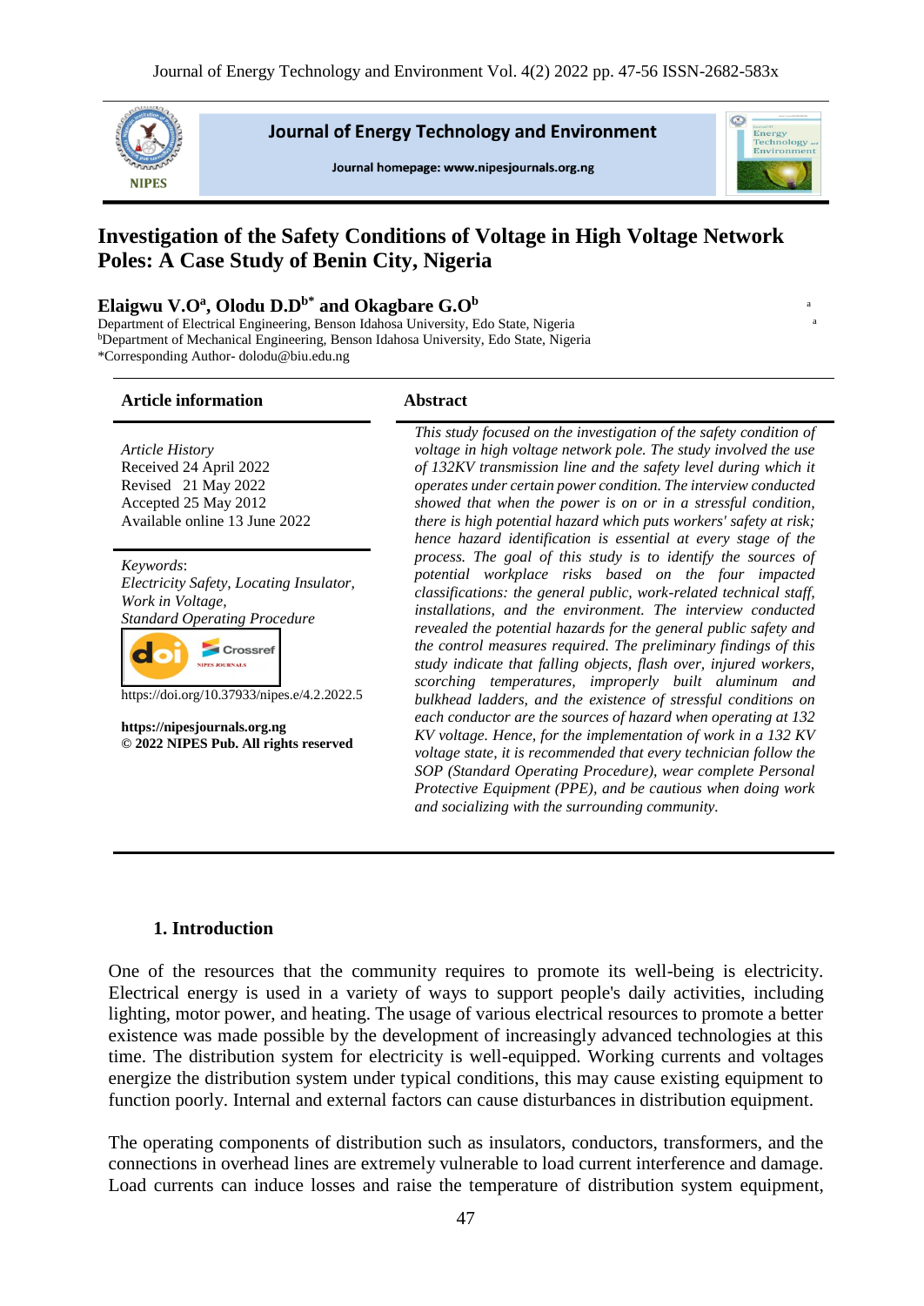# Investigation of the Safety Conditions of Voltage in High Voltage Network Poles: A Case Study of Benin City, Nigeria

**Elaigwu V.O[a], Olodu D.D[b*] and Okagbare G.O[b]**

[a]Department of Electrical Engineering, Benson Idahosa University, Edo State, Nigeria
[b]Department of Mechanical Engineering, Benson Idahosa University, Edo State, Nigeria
*Corresponding Author- dolodu@biu.edu.ng

**Article information**

*Article History*
Received 24 April 2022
Revised 21 May 2022
Accepted 25 May 2012
Available online 13 June 2022

*Keywords*:
*Electricity Safety, Locating Insulator, Work in Voltage, Standard Operating Procedure*

https://doi.org/10.37933/nipes.e/4.2.2022.5

**https://nipesjournals.org.ng**
**© 2022 NIPES Pub. All rights reserved**

**Abstract**

*This study focused on the investigation of the safety condition of voltage in high voltage network pole. The study involved the use of 132KV transmission line and the safety level during which it operates under certain power condition. The interview conducted showed that when the power is on or in a stressful condition, there is high potential hazard which puts workers' safety at risk; hence hazard identification is essential at every stage of the process. The goal of this study is to identify the sources of potential workplace risks based on the four impacted classifications: the general public, work-related technical staff, installations, and the environment. The interview conducted revealed the potential hazards for the general public safety and the control measures required. The preliminary findings of this study indicate that falling objects, flash over, injured workers, scorching temperatures, improperly built aluminum and bulkhead ladders, and the existence of stressful conditions on each conductor are the sources of hazard when operating at 132 KV voltage. Hence, for the implementation of work in a 132 KV voltage state, it is recommended that every technician follow the SOP (Standard Operating Procedure), wear complete Personal Protective Equipment (PPE), and be cautious when doing work and socializing with the surrounding community.*

## 1. Introduction

One of the resources that the community requires to promote its well-being is electricity. Electrical energy is used in a variety of ways to support people's daily activities, including lighting, motor power, and heating. The usage of various electrical resources to promote a better existence was made possible by the development of increasingly advanced technologies at this time. The distribution system for electricity is well-equipped. Working currents and voltages energize the distribution system under typical conditions, this may cause existing equipment to function poorly. Internal and external factors can cause disturbances in distribution equipment.

The operating components of distribution such as insulators, conductors, transformers, and the connections in overhead lines are extremely vulnerable to load current interference and damage. Load currents can induce losses and raise the temperature of distribution system equipment,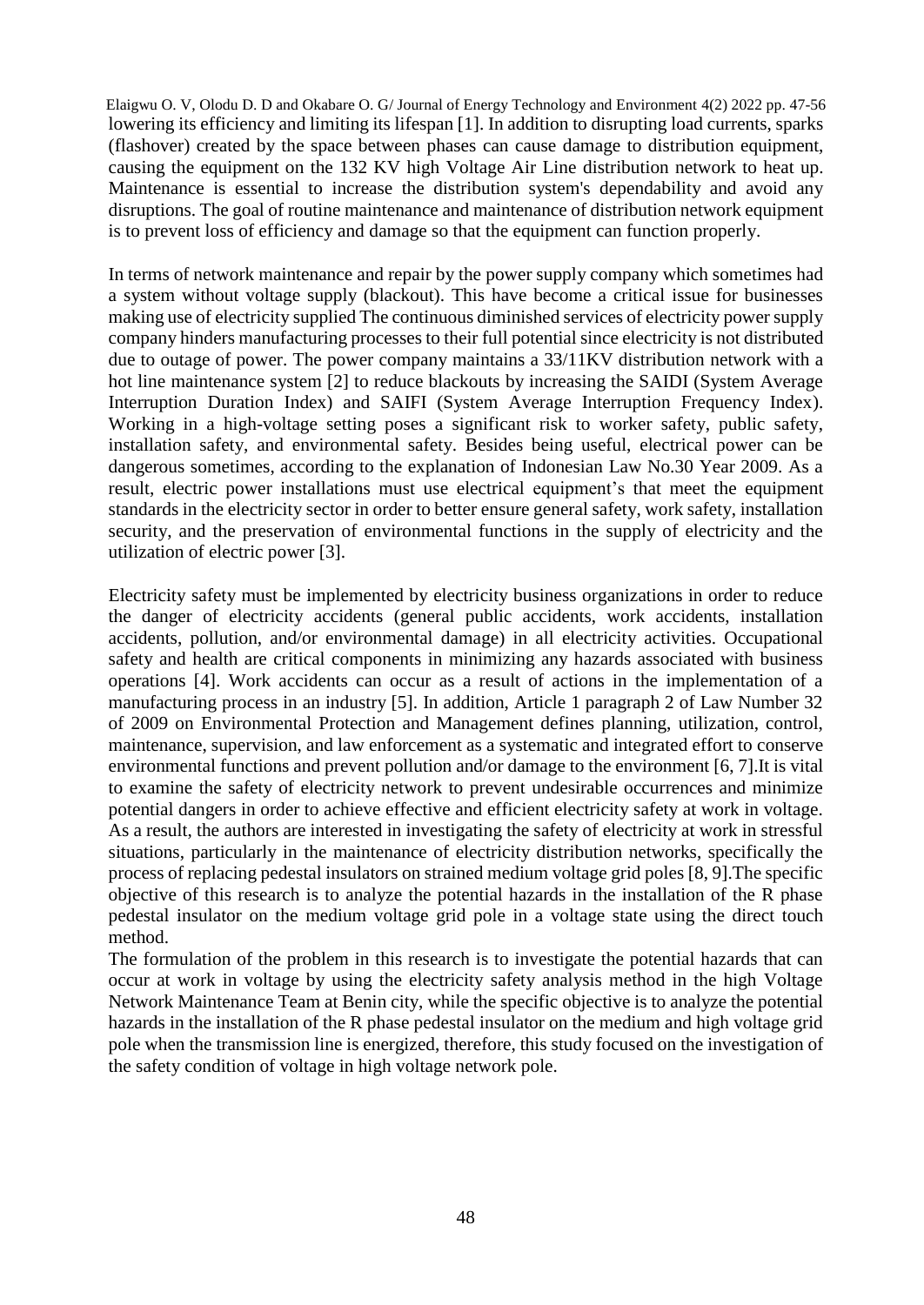lowering its efficiency and limiting its lifespan [1]. In addition to disrupting load currents, sparks (flashover) created by the space between phases can cause damage to distribution equipment, causing the equipment on the 132 KV high Voltage Air Line distribution network to heat up. Maintenance is essential to increase the distribution system's dependability and avoid any disruptions. The goal of routine maintenance and maintenance of distribution network equipment is to prevent loss of efficiency and damage so that the equipment can function properly.

In terms of network maintenance and repair by the power supply company which sometimes had a system without voltage supply (blackout). This have become a critical issue for businesses making use of electricity supplied The continuous diminished services of electricity power supply company hinders manufacturing processes to their full potential since electricity is not distributed due to outage of power. The power company maintains a 33/11KV distribution network with a hot line maintenance system [2] to reduce blackouts by increasing the SAIDI (System Average Interruption Duration Index) and SAIFI (System Average Interruption Frequency Index). Working in a high-voltage setting poses a significant risk to worker safety, public safety, installation safety, and environmental safety. Besides being useful, electrical power can be dangerous sometimes, according to the explanation of Indonesian Law No.30 Year 2009. As a result, electric power installations must use electrical equipment's that meet the equipment standards in the electricity sector in order to better ensure general safety, work safety, installation security, and the preservation of environmental functions in the supply of electricity and the utilization of electric power [3].

Electricity safety must be implemented by electricity business organizations in order to reduce the danger of electricity accidents (general public accidents, work accidents, installation accidents, pollution, and/or environmental damage) in all electricity activities. Occupational safety and health are critical components in minimizing any hazards associated with business operations [4]. Work accidents can occur as a result of actions in the implementation of a manufacturing process in an industry [5]. In addition, Article 1 paragraph 2 of Law Number 32 of 2009 on Environmental Protection and Management defines planning, utilization, control, maintenance, supervision, and law enforcement as a systematic and integrated effort to conserve environmental functions and prevent pollution and/or damage to the environment [6, 7].It is vital to examine the safety of electricity network to prevent undesirable occurrences and minimize potential dangers in order to achieve effective and efficient electricity safety at work in voltage. As a result, the authors are interested in investigating the safety of electricity at work in stressful situations, particularly in the maintenance of electricity distribution networks, specifically the process of replacing pedestal insulators on strained medium voltage grid poles [8, 9].The specific objective of this research is to analyze the potential hazards in the installation of the R phase pedestal insulator on the medium voltage grid pole in a voltage state using the direct touch method.

The formulation of the problem in this research is to investigate the potential hazards that can occur at work in voltage by using the electricity safety analysis method in the high Voltage Network Maintenance Team at Benin city, while the specific objective is to analyze the potential hazards in the installation of the R phase pedestal insulator on the medium and high voltage grid pole when the transmission line is energized, therefore, this study focused on the investigation of the safety condition of voltage in high voltage network pole.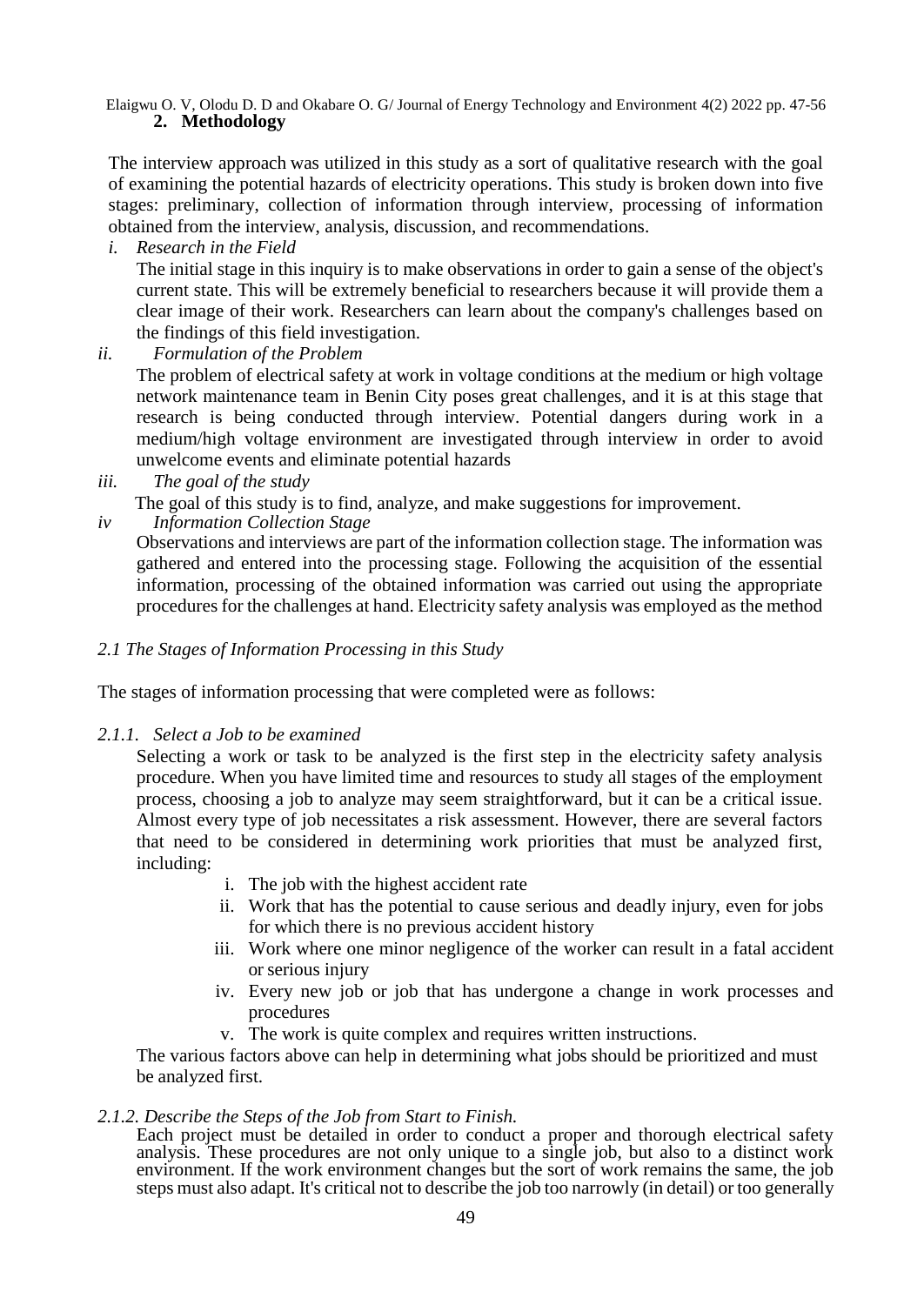## 2. Methodology

The interview approach was utilized in this study as a sort of qualitative research with the goal of examining the potential hazards of electricity operations. This study is broken down into five stages: preliminary, collection of information through interview, processing of information obtained from the interview, analysis, discussion, and recommendations.

*i. Research in the Field*

The initial stage in this inquiry is to make observations in order to gain a sense of the object's current state. This will be extremely beneficial to researchers because it will provide them a clear image of their work. Researchers can learn about the company's challenges based on the findings of this field investigation.

*ii. Formulation of the Problem*

The problem of electrical safety at work in voltage conditions at the medium or high voltage network maintenance team in Benin City poses great challenges, and it is at this stage that research is being conducted through interview. Potential dangers during work in a medium/high voltage environment are investigated through interview in order to avoid unwelcome events and eliminate potential hazards

*iii. The goal of the study*

The goal of this study is to find, analyze, and make suggestions for improvement.

*iv Information Collection Stage*

Observations and interviews are part of the information collection stage. The information was gathered and entered into the processing stage. Following the acquisition of the essential information, processing of the obtained information was carried out using the appropriate procedures for the challenges at hand. Electricity safety analysis was employed as the method

### *2.1 The Stages of Information Processing in this Study*

The stages of information processing that were completed were as follows:

#### *2.1.1. Select a Job to be examined*

Selecting a work or task to be analyzed is the first step in the electricity safety analysis procedure. When you have limited time and resources to study all stages of the employment process, choosing a job to analyze may seem straightforward, but it can be a critical issue. Almost every type of job necessitates a risk assessment. However, there are several factors that need to be considered in determining work priorities that must be analyzed first, including:

i. The job with the highest accident rate
ii. Work that has the potential to cause serious and deadly injury, even for jobs for which there is no previous accident history
iii. Work where one minor negligence of the worker can result in a fatal accident or serious injury
iv. Every new job or job that has undergone a change in work processes and procedures
v. The work is quite complex and requires written instructions.

The various factors above can help in determining what jobs should be prioritized and must be analyzed first.

#### *2.1.2. Describe the Steps of the Job from Start to Finish.*

Each project must be detailed in order to conduct a proper and thorough electrical safety analysis. These procedures are not only unique to a single job, but also to a distinct work environment. If the work environment changes but the sort of work remains the same, the job steps must also adapt. It's critical not to describe the job too narrowly (in detail) or too generally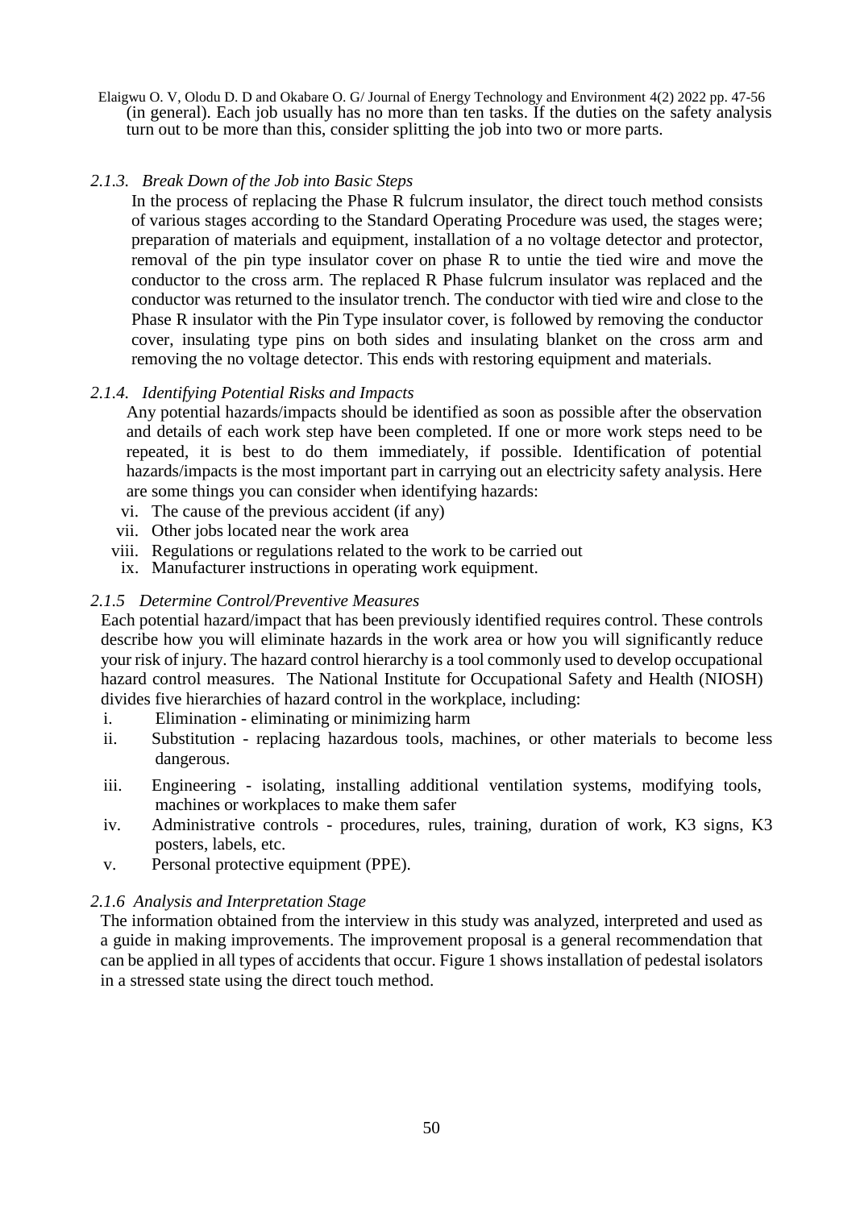(in general). Each job usually has no more than ten tasks. If the duties on the safety analysis turn out to be more than this, consider splitting the job into two or more parts.

### *2.1.3. Break Down of the Job into Basic Steps*

In the process of replacing the Phase R fulcrum insulator, the direct touch method consists of various stages according to the Standard Operating Procedure was used, the stages were; preparation of materials and equipment, installation of a no voltage detector and protector, removal of the pin type insulator cover on phase R to untie the tied wire and move the conductor to the cross arm. The replaced R Phase fulcrum insulator was replaced and the conductor was returned to the insulator trench. The conductor with tied wire and close to the Phase R insulator with the Pin Type insulator cover, is followed by removing the conductor cover, insulating type pins on both sides and insulating blanket on the cross arm and removing the no voltage detector. This ends with restoring equipment and materials.

### *2.1.4. Identifying Potential Risks and Impacts*

Any potential hazards/impacts should be identified as soon as possible after the observation and details of each work step have been completed. If one or more work steps need to be repeated, it is best to do them immediately, if possible. Identification of potential hazards/impacts is the most important part in carrying out an electricity safety analysis. Here are some things you can consider when identifying hazards:

vi. The cause of the previous accident (if any)
vii. Other jobs located near the work area
viii. Regulations or regulations related to the work to be carried out
ix. Manufacturer instructions in operating work equipment.

### *2.1.5 Determine Control/Preventive Measures*

Each potential hazard/impact that has been previously identified requires control. These controls describe how you will eliminate hazards in the work area or how you will significantly reduce your risk of injury. The hazard control hierarchy is a tool commonly used to develop occupational hazard control measures. The National Institute for Occupational Safety and Health (NIOSH) divides five hierarchies of hazard control in the workplace, including:

i. Elimination - eliminating or minimizing harm
ii. Substitution - replacing hazardous tools, machines, or other materials to become less dangerous.
iii. Engineering - isolating, installing additional ventilation systems, modifying tools, machines or workplaces to make them safer
iv. Administrative controls - procedures, rules, training, duration of work, K3 signs, K3 posters, labels, etc.
v. Personal protective equipment (PPE).

### *2.1.6 Analysis and Interpretation Stage*

The information obtained from the interview in this study was analyzed, interpreted and used as a guide in making improvements. The improvement proposal is a general recommendation that can be applied in all types of accidents that occur. Figure 1 shows installation of pedestal isolators in a stressed state using the direct touch method.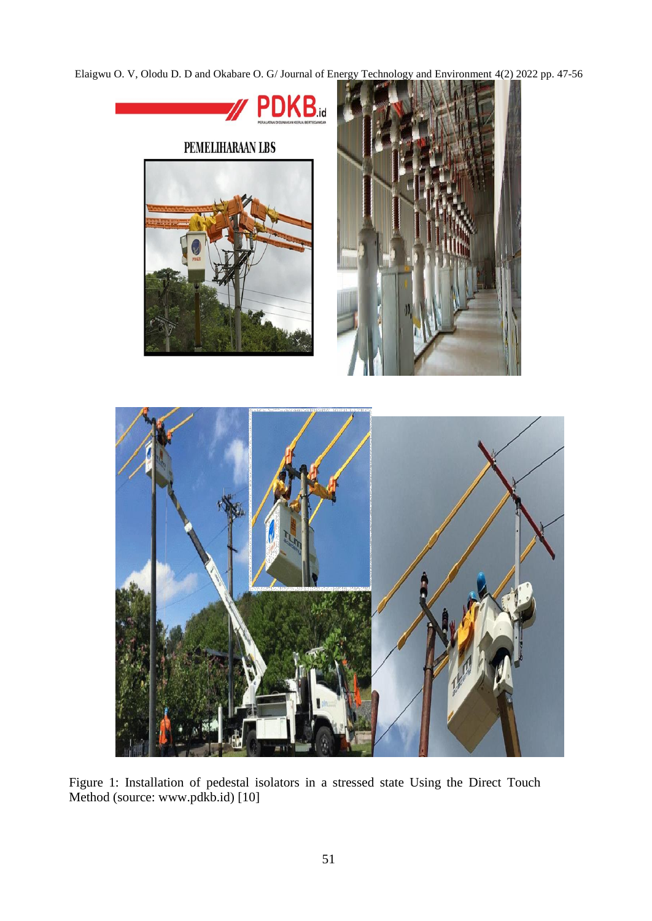Figure 1: Installation of pedestal isolators in a stressed state Using the Direct Touch Method (source: www.pdkb.id) [10]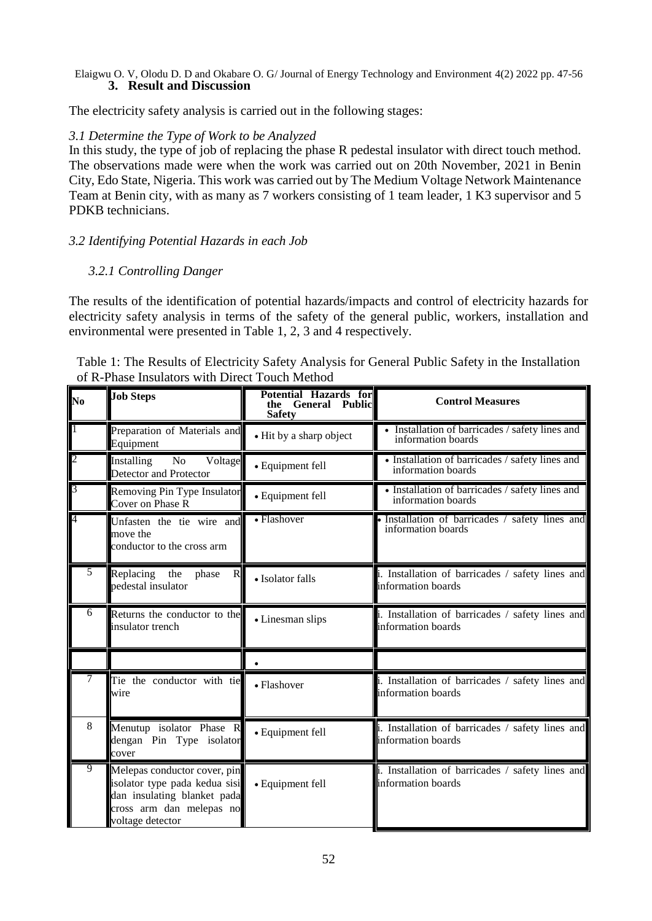## 3. Result and Discussion

The electricity safety analysis is carried out in the following stages:

### *3.1 Determine the Type of Work to be Analyzed*

In this study, the type of job of replacing the phase R pedestal insulator with direct touch method. The observations made were when the work was carried out on 20th November, 2021 in Benin City, Edo State, Nigeria. This work was carried out by The Medium Voltage Network Maintenance Team at Benin city, with as many as 7 workers consisting of 1 team leader, 1 K3 supervisor and 5 PDKB technicians.

### *3.2 Identifying Potential Hazards in each Job*

#### *3.2.1 Controlling Danger*

The results of the identification of potential hazards/impacts and control of electricity hazards for electricity safety analysis in terms of the safety of the general public, workers, installation and environmental were presented in Table 1, 2, 3 and 4 respectively.

Table 1: The Results of Electricity Safety Analysis for General Public Safety in the Installation of R-Phase Insulators with Direct Touch Method

| No | Job Steps | Potential Hazards for the General Public Safety | Control Measures |
|---|---|---|---|
| 1 | Preparation of Materials and Equipment | • Hit by a sharp object | • Installation of barricades / safety lines and information boards |
| 2 | Installing No Voltage Detector and Protector | • Equipment fell | • Installation of barricades / safety lines and information boards |
| 3 | Removing Pin Type Insulator Cover on Phase R | • Equipment fell | • Installation of barricades / safety lines and information boards |
| 4 | Unfasten the tie wire and move the conductor to the cross arm | • Flashover | • Installation of barricades / safety lines and information boards |
| 5 | Replacing the phase R pedestal insulator | • Isolator falls | i. Installation of barricades / safety lines and information boards |
| 6 | Returns the conductor to the insulator trench | • Linesman slips | i. Installation of barricades / safety lines and information boards |
| | | • | |
| 7 | Tie the conductor with tie wire | • Flashover | i. Installation of barricades / safety lines and information boards |
| 8 | Menutup isolator Phase R dengan Pin Type isolator cover | • Equipment fell | i. Installation of barricades / safety lines and information boards |
| 9 | Melepas conductor cover, pin isolator type pada kedua sisi dan insulating blanket pada cross arm dan melepas no voltage detector | • Equipment fell | i. Installation of barricades / safety lines and information boards |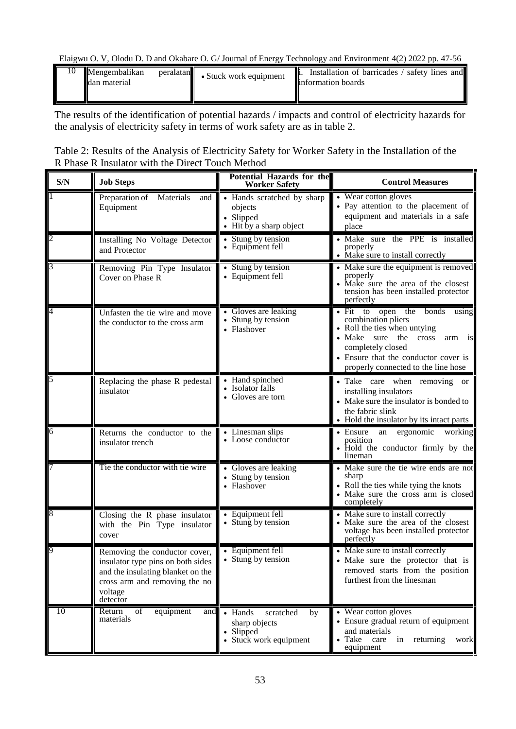| 10 | Mengembalikan peralatan dan material | • Stuck work equipment | i. Installation of barricades / safety lines and information boards |
|---|---|---|---|

The results of the identification of potential hazards / impacts and control of electricity hazards for the analysis of electricity safety in terms of work safety are as in table 2.

Table 2: Results of the Analysis of Electricity Safety for Worker Safety in the Installation of the R Phase R Insulator with the Direct Touch Method

| S/N | Job Steps | Potential Hazards for the Worker Safety | Control Measures |
|---|---|---|---|
| 1 | Preparation of Materials and Equipment | • Hands scratched by sharp objects<br>• Slipped<br>• Hit by a sharp object | • Wear cotton gloves<br>• Pay attention to the placement of equipment and materials in a safe place |
| 2 | Installing No Voltage Detector and Protector | • Stung by tension<br>• Equipment fell | • Make sure the PPE is installed properly<br>• Make sure to install correctly |
| 3 | Removing Pin Type Insulator Cover on Phase R | • Stung by tension<br>• Equipment fell | • Make sure the equipment is removed properly<br>• Make sure the area of the closest tension has been installed protector perfectly |
| 4 | Unfasten the tie wire and move the conductor to the cross arm | • Gloves are leaking<br>• Stung by tension<br>• Flashover | • Fit to open the bonds using combination pliers<br>• Roll the ties when untying<br>• Make sure the cross arm is completely closed<br>• Ensure that the conductor cover is properly connected to the line hose |
| 5 | Replacing the phase R pedestal insulator | • Hand spinched<br>• Isolator falls<br>• Gloves are torn | • Take care when removing or installing insulators<br>• Make sure the insulator is bonded to the fabric slink<br>• Hold the insulator by its intact parts |
| 6 | Returns the conductor to the insulator trench | • Linesman slips<br>• Loose conductor | • Ensure an ergonomic working position<br>• Hold the conductor firmly by the lineman |
| 7 | Tie the conductor with tie wire | • Gloves are leaking<br>• Stung by tension<br>• Flashover | • Make sure the tie wire ends are not sharp<br>• Roll the ties while tying the knots<br>• Make sure the cross arm is closed completely |
| 8 | Closing the R phase insulator with the Pin Type insulator cover | • Equipment fell<br>• Stung by tension | • Make sure to install correctly<br>• Make sure the area of the closest voltage has been installed protector perfectly |
| 9 | Removing the conductor cover, insulator type pins on both sides and the insulating blanket on the cross arm and removing the no voltage detector | • Equipment fell<br>• Stung by tension | • Make sure to install correctly<br>• Make sure the protector that is removed starts from the position furthest from the linesman |
| 10 | Return of equipment and materials | • Hands scratched by sharp objects<br>• Slipped<br>• Stuck work equipment | • Wear cotton gloves<br>• Ensure gradual return of equipment and materials<br>• Take care in returning work equipment |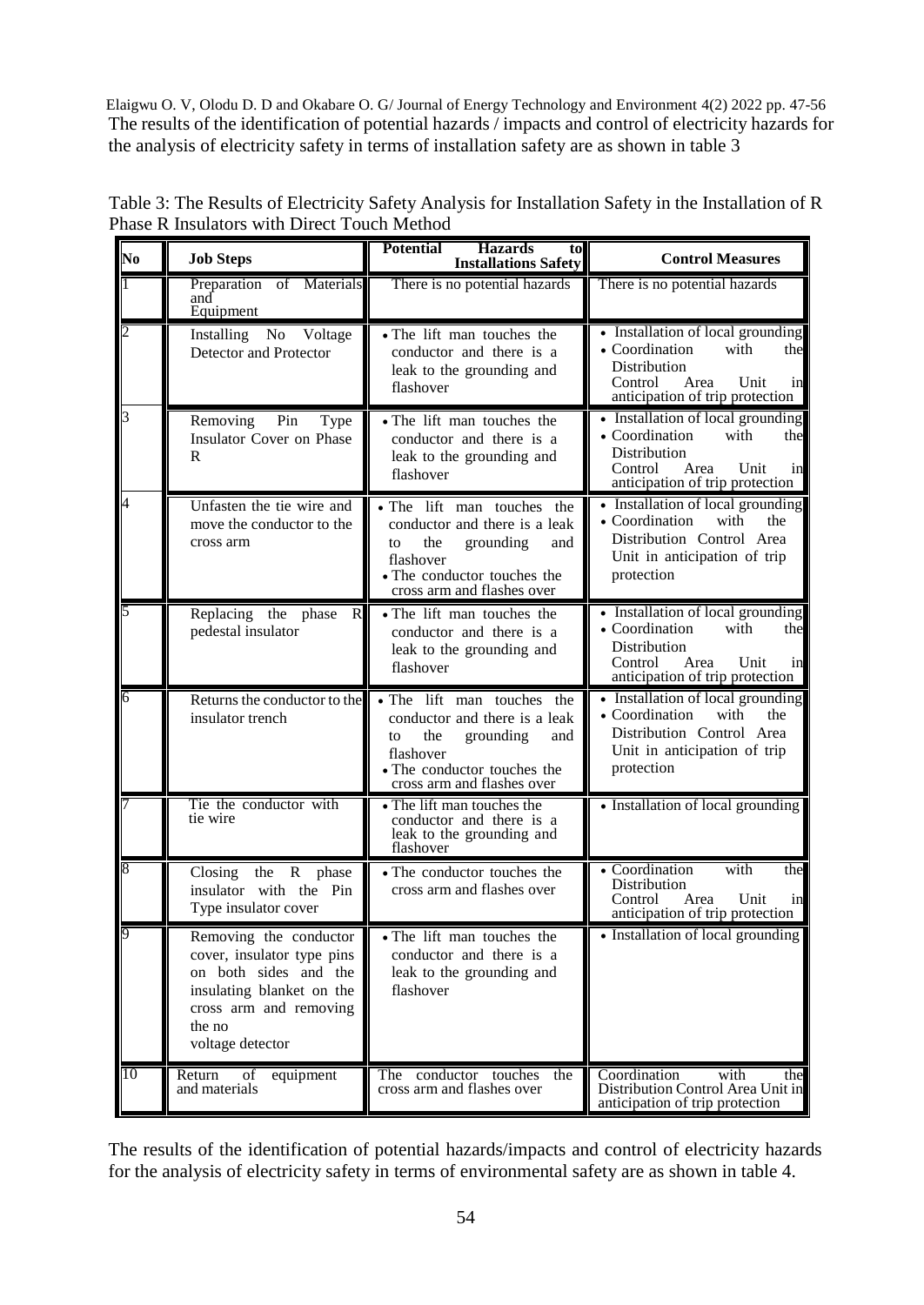The results of the identification of potential hazards / impacts and control of electricity hazards for the analysis of electricity safety in terms of installation safety are as shown in table 3

Table 3: The Results of Electricity Safety Analysis for Installation Safety in the Installation of R Phase R Insulators with Direct Touch Method

| No | Job Steps | Potential Hazards to Installations Safety | Control Measures |
|---|---|---|---|
| 1 | Preparation of Materials and Equipment | There is no potential hazards | There is no potential hazards |
| 2 | Installing No Voltage Detector and Protector | • The lift man touches the conductor and there is a leak to the grounding and flashover | • Installation of local grounding<br>• Coordination with the Distribution Control Area Unit in anticipation of trip protection |
| 3 | Removing Pin Type Insulator Cover on Phase R | • The lift man touches the conductor and there is a leak to the grounding and flashover | • Installation of local grounding<br>• Coordination with the Distribution Control Area Unit in anticipation of trip protection |
| 4 | Unfasten the tie wire and move the conductor to the cross arm | • The lift man touches the conductor and there is a leak to the grounding and flashover<br>• The conductor touches the cross arm and flashes over | • Installation of local grounding<br>• Coordination with the Distribution Control Area Unit in anticipation of trip protection |
| 5 | Replacing the phase R pedestal insulator | • The lift man touches the conductor and there is a leak to the grounding and flashover | • Installation of local grounding<br>• Coordination with the Distribution Control Area Unit in anticipation of trip protection |
| 6 | Returns the conductor to the insulator trench | • The lift man touches the conductor and there is a leak to the grounding and flashover<br>• The conductor touches the cross arm and flashes over | • Installation of local grounding<br>• Coordination with the Distribution Control Area Unit in anticipation of trip protection |
| 7 | Tie the conductor with tie wire | • The lift man touches the conductor and there is a leak to the grounding and flashover | • Installation of local grounding |
| 8 | Closing the R phase insulator with the Pin Type insulator cover | • The conductor touches the cross arm and flashes over | • Coordination with the Distribution Control Area Unit in anticipation of trip protection |
| 9 | Removing the conductor cover, insulator type pins on both sides and the insulating blanket on the cross arm and removing the no voltage detector | • The lift man touches the conductor and there is a leak to the grounding and flashover | • Installation of local grounding |
| 10 | Return of equipment and materials | The conductor touches the cross arm and flashes over | Coordination with the Distribution Control Area Unit in anticipation of trip protection |

The results of the identification of potential hazards/impacts and control of electricity hazards for the analysis of electricity safety in terms of environmental safety are as shown in table 4.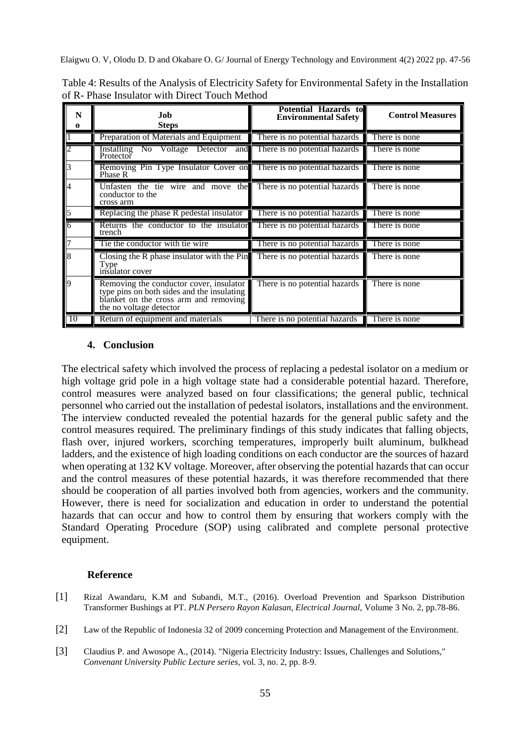Table 4: Results of the Analysis of Electricity Safety for Environmental Safety in the Installation of R- Phase Insulator with Direct Touch Method

| No | Job Steps | Potential Hazards to Environmental Safety | Control Measures |
|---|---|---|---|
| 1 | Preparation of Materials and Equipment | There is no potential hazards | There is none |
| 2 | Installing No Voltage Detector and Protector | There is no potential hazards | There is none |
| 3 | Removing Pin Type Insulator Cover on Phase R | There is no potential hazards | There is none |
| 4 | Unfasten the tie wire and move the conductor to the cross arm | There is no potential hazards | There is none |
| 5 | Replacing the phase R pedestal insulator | There is no potential hazards | There is none |
| 6 | Returns the conductor to the insulator trench | There is no potential hazards | There is none |
| 7 | Tie the conductor with tie wire | There is no potential hazards | There is none |
| 8 | Closing the R phase insulator with the Pin Type insulator cover | There is no potential hazards | There is none |
| 9 | Removing the conductor cover, insulator type pins on both sides and the insulating blanket on the cross arm and removing the no voltage detector | There is no potential hazards | There is none |
| 10 | Return of equipment and materials | There is no potential hazards | There is none |

## 4. Conclusion

The electrical safety which involved the process of replacing a pedestal isolator on a medium or high voltage grid pole in a high voltage state had a considerable potential hazard. Therefore, control measures were analyzed based on four classifications; the general public, technical personnel who carried out the installation of pedestal isolators, installations and the environment. The interview conducted revealed the potential hazards for the general public safety and the control measures required. The preliminary findings of this study indicates that falling objects, flash over, injured workers, scorching temperatures, improperly built aluminum, bulkhead ladders, and the existence of high loading conditions on each conductor are the sources of hazard when operating at 132 KV voltage. Moreover, after observing the potential hazards that can occur and the control measures of these potential hazards, it was therefore recommended that there should be cooperation of all parties involved both from agencies, workers and the community. However, there is need for socialization and education in order to understand the potential hazards that can occur and how to control them by ensuring that workers comply with the Standard Operating Procedure (SOP) using calibrated and complete personal protective equipment.

## Reference

[1] Rizal Awandaru, K.M and Subandi, M.T., (2016). Overload Prevention and Sparkson Distribution Transformer Bushings at PT. *PLN Persero Rayon Kalasan, Electrical Journal,* Volume 3 No. 2, pp.78-86.

[2] Law of the Republic of Indonesia 32 of 2009 concerning Protection and Management of the Environment.

[3] Claudius P. and Awosope A., (2014). "Nigeria Electricity Industry: Issues, Challenges and Solutions," *Convenant University Public Lecture series,* vol. 3, no. 2, pp. 8-9.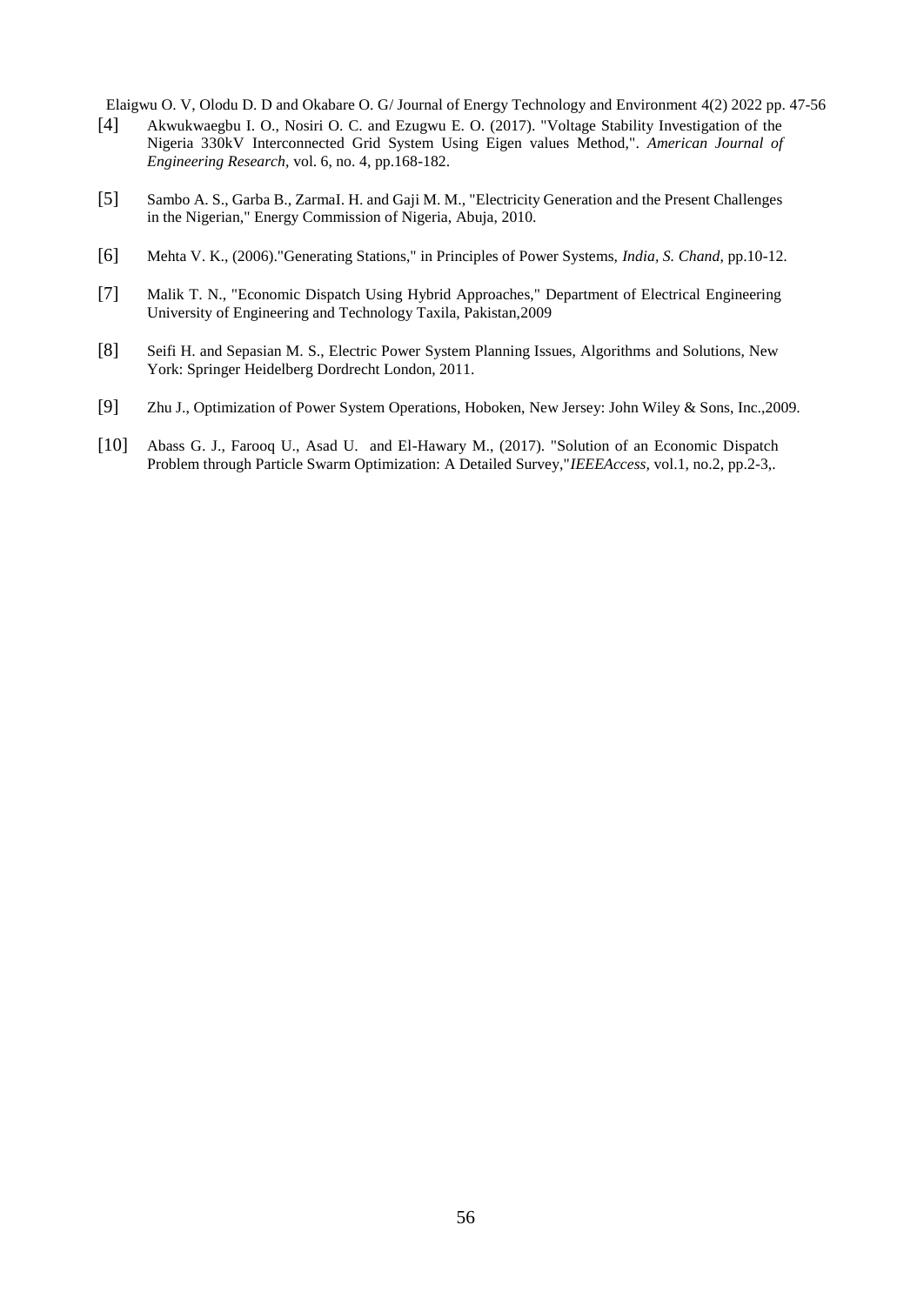[4] Akwukwaegbu I. O., Nosiri O. C. and Ezugwu E. O. (2017). "Voltage Stability Investigation of the Nigeria 330kV Interconnected Grid System Using Eigen values Method,". *American Journal of Engineering Research*, vol. 6, no. 4, pp.168-182.

[5] Sambo A. S., Garba B., ZarmaI. H. and Gaji M. M., "Electricity Generation and the Present Challenges in the Nigerian," Energy Commission of Nigeria, Abuja, 2010.

[6] Mehta V. K., (2006)."Generating Stations," in Principles of Power Systems, *India, S. Chand*, pp.10-12.

[7] Malik T. N., "Economic Dispatch Using Hybrid Approaches," Department of Electrical Engineering University of Engineering and Technology Taxila, Pakistan,2009

[8] Seifi H. and Sepasian M. S., Electric Power System Planning Issues, Algorithms and Solutions, New York: Springer Heidelberg Dordrecht London, 2011.

[9] Zhu J., Optimization of Power System Operations, Hoboken, New Jersey: John Wiley & Sons, Inc.,2009.

[10] Abass G. J., Farooq U., Asad U. and El-Hawary M., (2017). "Solution of an Economic Dispatch Problem through Particle Swarm Optimization: A Detailed Survey,"*IEEEAccess*, vol.1, no.2, pp.2-3,.